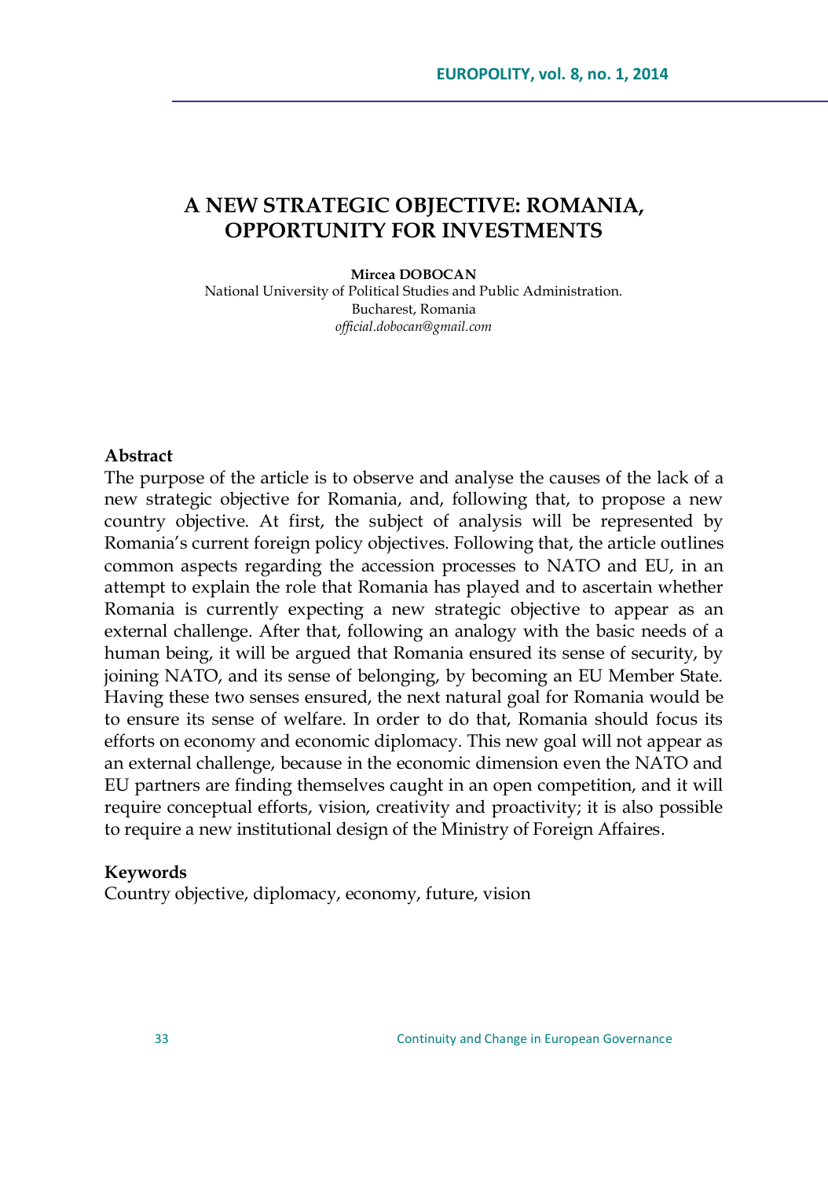# A NEW STRATEGIC OBJECTIVE: ROMANIA, OPPORTUNITY FOR INVESTMENTS

**Mircea DOBOCAN**
National University of Political Studies and Public Administration.
Bucharest, Romania
*official.dobocan@gmail.com*

## Abstract

The purpose of the article is to observe and analyse the causes of the lack of a new strategic objective for Romania, and, following that, to propose a new country objective. At first, the subject of analysis will be represented by Romania's current foreign policy objectives. Following that, the article outlines common aspects regarding the accession processes to NATO and EU, in an attempt to explain the role that Romania has played and to ascertain whether Romania is currently expecting a new strategic objective to appear as an external challenge. After that, following an analogy with the basic needs of a human being, it will be argued that Romania ensured its sense of security, by joining NATO, and its sense of belonging, by becoming an EU Member State. Having these two senses ensured, the next natural goal for Romania would be to ensure its sense of welfare. In order to do that, Romania should focus its efforts on economy and economic diplomacy. This new goal will not appear as an external challenge, because in the economic dimension even the NATO and EU partners are finding themselves caught in an open competition, and it will require conceptual efforts, vision, creativity and proactivity; it is also possible to require a new institutional design of the Ministry of Foreign Affaires.

## Keywords

Country objective, diplomacy, economy, future, vision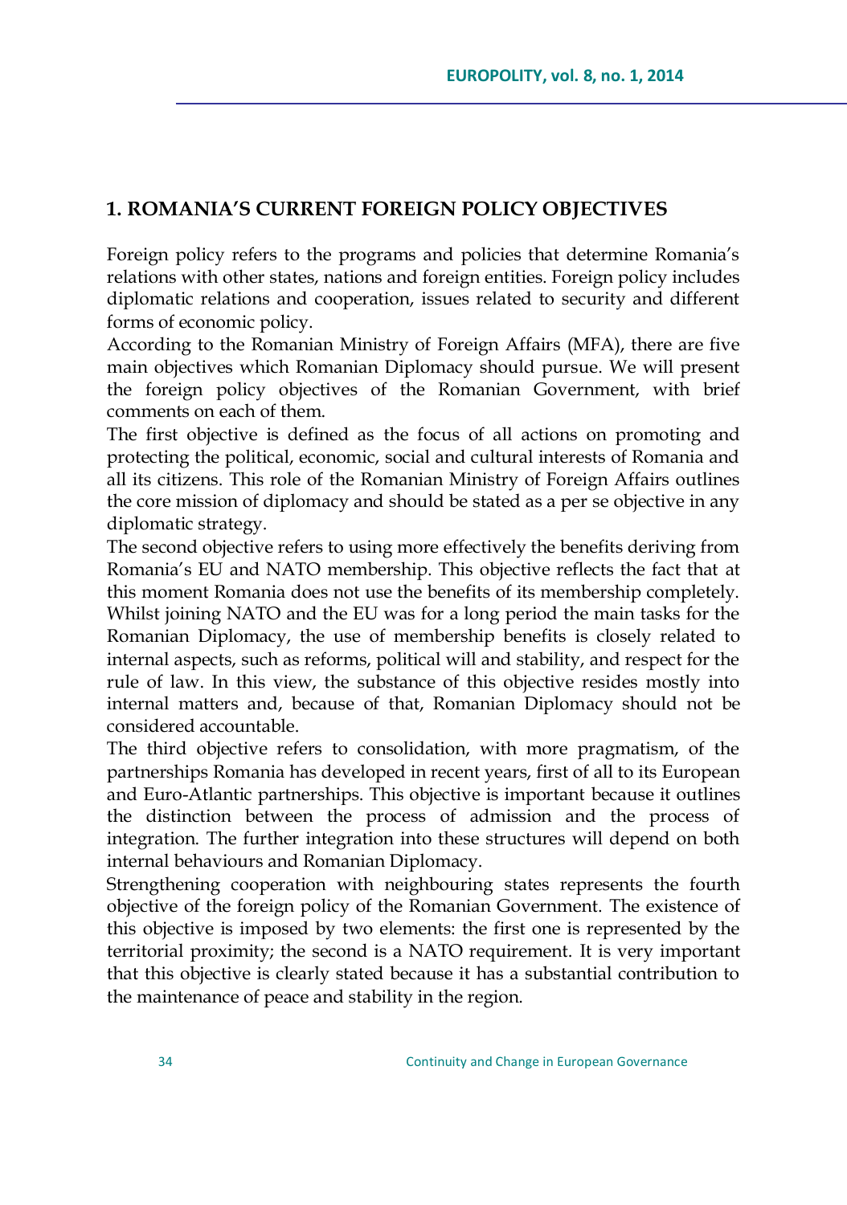## 1. ROMANIA'S CURRENT FOREIGN POLICY OBJECTIVES

Foreign policy refers to the programs and policies that determine Romania's relations with other states, nations and foreign entities. Foreign policy includes diplomatic relations and cooperation, issues related to security and different forms of economic policy.

According to the Romanian Ministry of Foreign Affairs (MFA), there are five main objectives which Romanian Diplomacy should pursue. We will present the foreign policy objectives of the Romanian Government, with brief comments on each of them.

The first objective is defined as the focus of all actions on promoting and protecting the political, economic, social and cultural interests of Romania and all its citizens. This role of the Romanian Ministry of Foreign Affairs outlines the core mission of diplomacy and should be stated as a per se objective in any diplomatic strategy.

The second objective refers to using more effectively the benefits deriving from Romania's EU and NATO membership. This objective reflects the fact that at this moment Romania does not use the benefits of its membership completely. Whilst joining NATO and the EU was for a long period the main tasks for the Romanian Diplomacy, the use of membership benefits is closely related to internal aspects, such as reforms, political will and stability, and respect for the rule of law. In this view, the substance of this objective resides mostly into internal matters and, because of that, Romanian Diplomacy should not be considered accountable.

The third objective refers to consolidation, with more pragmatism, of the partnerships Romania has developed in recent years, first of all to its European and Euro-Atlantic partnerships. This objective is important because it outlines the distinction between the process of admission and the process of integration. The further integration into these structures will depend on both internal behaviours and Romanian Diplomacy.

Strengthening cooperation with neighbouring states represents the fourth objective of the foreign policy of the Romanian Government. The existence of this objective is imposed by two elements: the first one is represented by the territorial proximity; the second is a NATO requirement. It is very important that this objective is clearly stated because it has a substantial contribution to the maintenance of peace and stability in the region.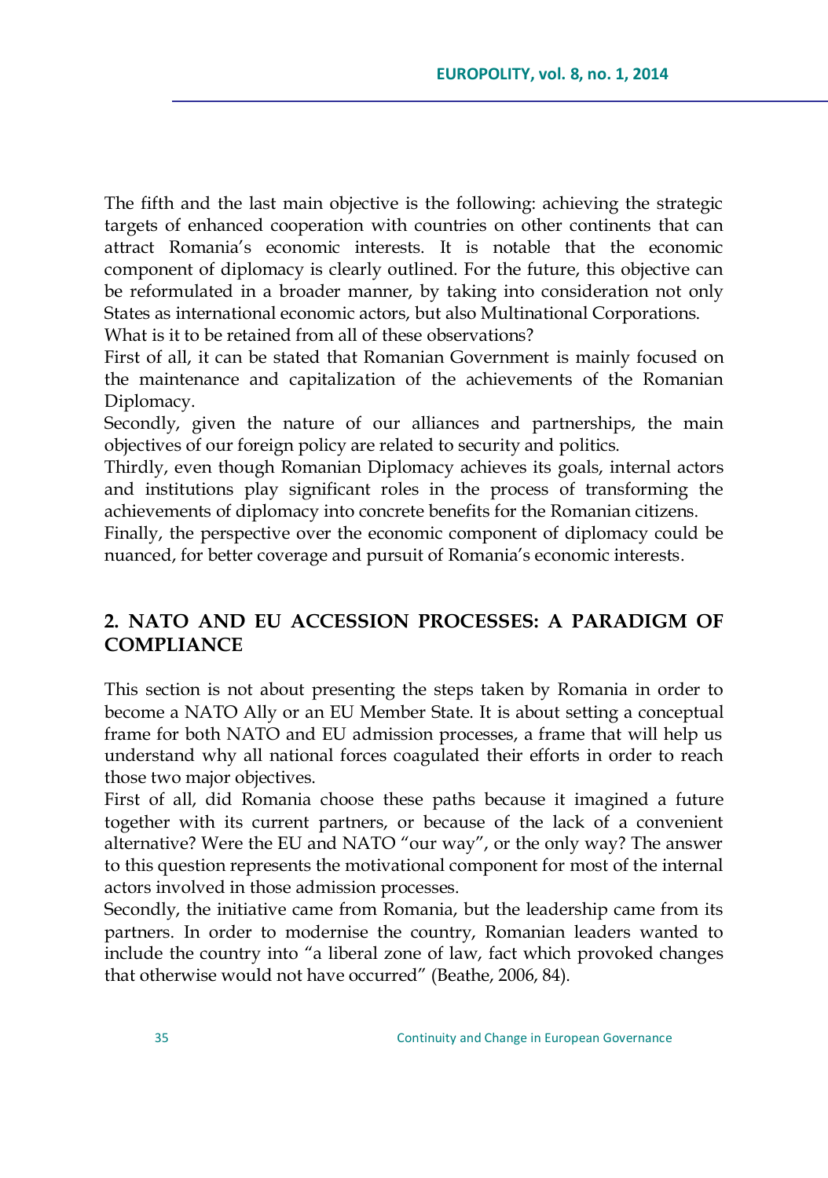The fifth and the last main objective is the following: achieving the strategic targets of enhanced cooperation with countries on other continents that can attract Romania's economic interests. It is notable that the economic component of diplomacy is clearly outlined. For the future, this objective can be reformulated in a broader manner, by taking into consideration not only States as international economic actors, but also Multinational Corporations.

What is it to be retained from all of these observations?

First of all, it can be stated that Romanian Government is mainly focused on the maintenance and capitalization of the achievements of the Romanian Diplomacy.

Secondly, given the nature of our alliances and partnerships, the main objectives of our foreign policy are related to security and politics.

Thirdly, even though Romanian Diplomacy achieves its goals, internal actors and institutions play significant roles in the process of transforming the achievements of diplomacy into concrete benefits for the Romanian citizens.

Finally, the perspective over the economic component of diplomacy could be nuanced, for better coverage and pursuit of Romania's economic interests.

## 2. NATO AND EU ACCESSION PROCESSES: A PARADIGM OF COMPLIANCE

This section is not about presenting the steps taken by Romania in order to become a NATO Ally or an EU Member State. It is about setting a conceptual frame for both NATO and EU admission processes, a frame that will help us understand why all national forces coagulated their efforts in order to reach those two major objectives.

First of all, did Romania choose these paths because it imagined a future together with its current partners, or because of the lack of a convenient alternative? Were the EU and NATO "our way", or the only way? The answer to this question represents the motivational component for most of the internal actors involved in those admission processes.

Secondly, the initiative came from Romania, but the leadership came from its partners. In order to modernise the country, Romanian leaders wanted to include the country into "a liberal zone of law, fact which provoked changes that otherwise would not have occurred" (Beathe, 2006, 84).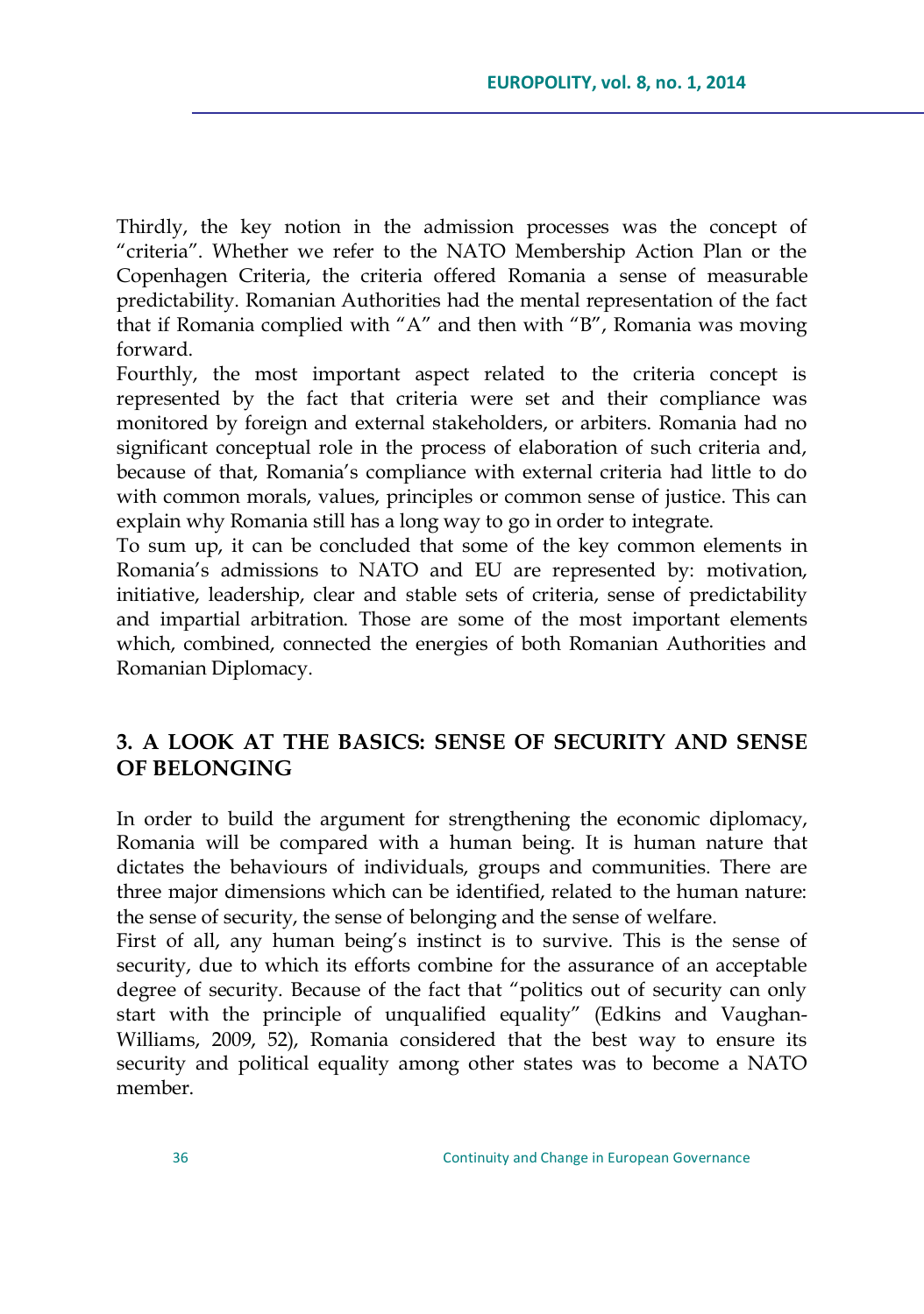Thirdly, the key notion in the admission processes was the concept of "criteria". Whether we refer to the NATO Membership Action Plan or the Copenhagen Criteria, the criteria offered Romania a sense of measurable predictability. Romanian Authorities had the mental representation of the fact that if Romania complied with "A" and then with "B", Romania was moving forward.

Fourthly, the most important aspect related to the criteria concept is represented by the fact that criteria were set and their compliance was monitored by foreign and external stakeholders, or arbiters. Romania had no significant conceptual role in the process of elaboration of such criteria and, because of that, Romania's compliance with external criteria had little to do with common morals, values, principles or common sense of justice. This can explain why Romania still has a long way to go in order to integrate.

To sum up, it can be concluded that some of the key common elements in Romania's admissions to NATO and EU are represented by: motivation, initiative, leadership, clear and stable sets of criteria, sense of predictability and impartial arbitration. Those are some of the most important elements which, combined, connected the energies of both Romanian Authorities and Romanian Diplomacy.

## 3. A LOOK AT THE BASICS: SENSE OF SECURITY AND SENSE OF BELONGING

In order to build the argument for strengthening the economic diplomacy, Romania will be compared with a human being. It is human nature that dictates the behaviours of individuals, groups and communities. There are three major dimensions which can be identified, related to the human nature: the sense of security, the sense of belonging and the sense of welfare.

First of all, any human being's instinct is to survive. This is the sense of security, due to which its efforts combine for the assurance of an acceptable degree of security. Because of the fact that "politics out of security can only start with the principle of unqualified equality" (Edkins and Vaughan-Williams, 2009, 52), Romania considered that the best way to ensure its security and political equality among other states was to become a NATO member.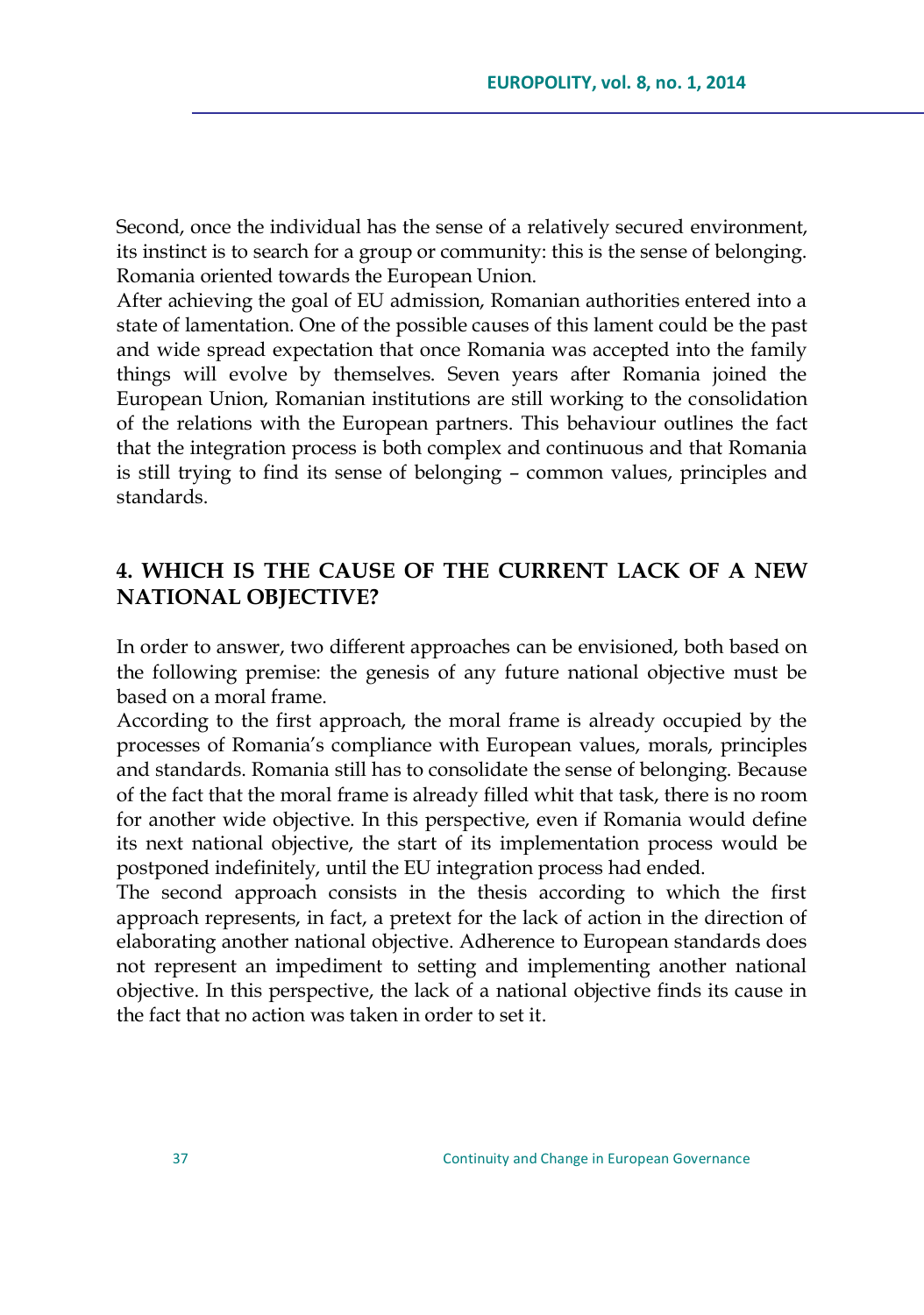Second, once the individual has the sense of a relatively secured environment, its instinct is to search for a group or community: this is the sense of belonging. Romania oriented towards the European Union.

After achieving the goal of EU admission, Romanian authorities entered into a state of lamentation. One of the possible causes of this lament could be the past and wide spread expectation that once Romania was accepted into the family things will evolve by themselves. Seven years after Romania joined the European Union, Romanian institutions are still working to the consolidation of the relations with the European partners. This behaviour outlines the fact that the integration process is both complex and continuous and that Romania is still trying to find its sense of belonging – common values, principles and standards.

## 4. WHICH IS THE CAUSE OF THE CURRENT LACK OF A NEW NATIONAL OBJECTIVE?

In order to answer, two different approaches can be envisioned, both based on the following premise: the genesis of any future national objective must be based on a moral frame.

According to the first approach, the moral frame is already occupied by the processes of Romania's compliance with European values, morals, principles and standards. Romania still has to consolidate the sense of belonging. Because of the fact that the moral frame is already filled whit that task, there is no room for another wide objective. In this perspective, even if Romania would define its next national objective, the start of its implementation process would be postponed indefinitely, until the EU integration process had ended.

The second approach consists in the thesis according to which the first approach represents, in fact, a pretext for the lack of action in the direction of elaborating another national objective. Adherence to European standards does not represent an impediment to setting and implementing another national objective. In this perspective, the lack of a national objective finds its cause in the fact that no action was taken in order to set it.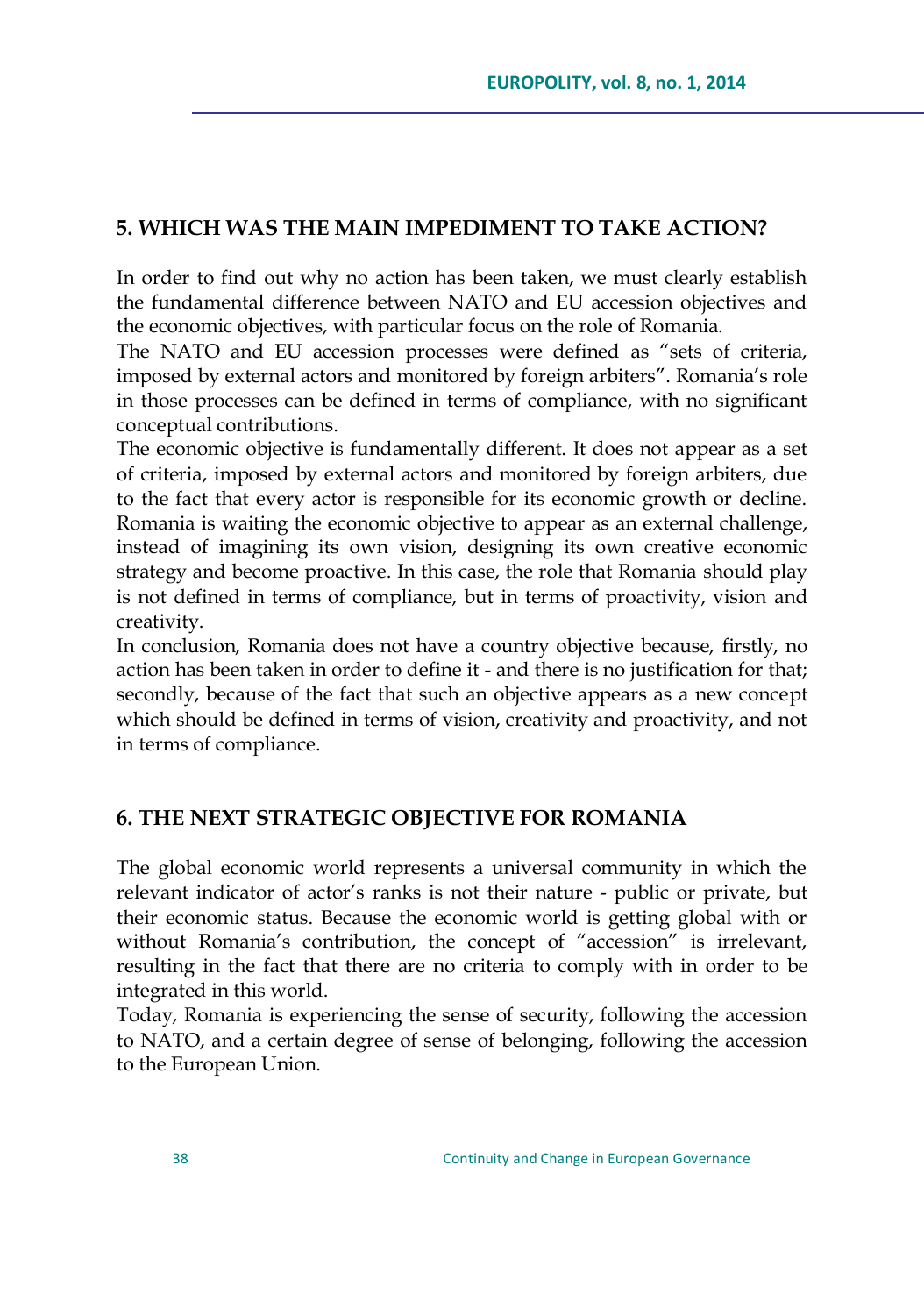## 5. WHICH WAS THE MAIN IMPEDIMENT TO TAKE ACTION?

In order to find out why no action has been taken, we must clearly establish the fundamental difference between NATO and EU accession objectives and the economic objectives, with particular focus on the role of Romania.

The NATO and EU accession processes were defined as "sets of criteria, imposed by external actors and monitored by foreign arbiters". Romania's role in those processes can be defined in terms of compliance, with no significant conceptual contributions.

The economic objective is fundamentally different. It does not appear as a set of criteria, imposed by external actors and monitored by foreign arbiters, due to the fact that every actor is responsible for its economic growth or decline. Romania is waiting the economic objective to appear as an external challenge, instead of imagining its own vision, designing its own creative economic strategy and become proactive. In this case, the role that Romania should play is not defined in terms of compliance, but in terms of proactivity, vision and creativity.

In conclusion, Romania does not have a country objective because, firstly, no action has been taken in order to define it - and there is no justification for that; secondly, because of the fact that such an objective appears as a new concept which should be defined in terms of vision, creativity and proactivity, and not in terms of compliance.

## 6. THE NEXT STRATEGIC OBJECTIVE FOR ROMANIA

The global economic world represents a universal community in which the relevant indicator of actor's ranks is not their nature - public or private, but their economic status. Because the economic world is getting global with or without Romania's contribution, the concept of "accession" is irrelevant, resulting in the fact that there are no criteria to comply with in order to be integrated in this world.

Today, Romania is experiencing the sense of security, following the accession to NATO, and a certain degree of sense of belonging, following the accession to the European Union.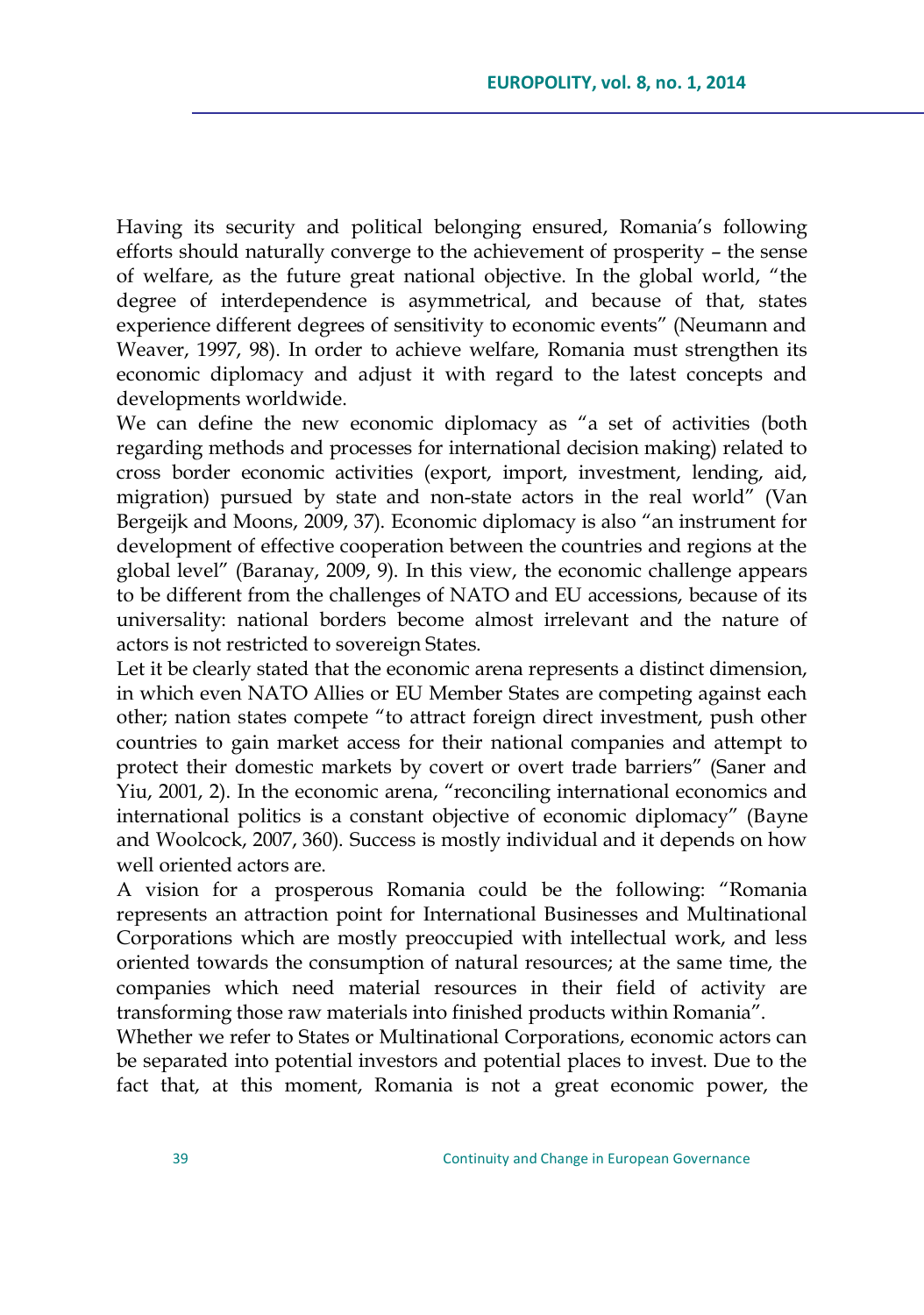Having its security and political belonging ensured, Romania's following efforts should naturally converge to the achievement of prosperity – the sense of welfare, as the future great national objective. In the global world, "the degree of interdependence is asymmetrical, and because of that, states experience different degrees of sensitivity to economic events" (Neumann and Weaver, 1997, 98). In order to achieve welfare, Romania must strengthen its economic diplomacy and adjust it with regard to the latest concepts and developments worldwide.

We can define the new economic diplomacy as "a set of activities (both regarding methods and processes for international decision making) related to cross border economic activities (export, import, investment, lending, aid, migration) pursued by state and non-state actors in the real world" (Van Bergeijk and Moons, 2009, 37). Economic diplomacy is also "an instrument for development of effective cooperation between the countries and regions at the global level" (Baranay, 2009, 9). In this view, the economic challenge appears to be different from the challenges of NATO and EU accessions, because of its universality: national borders become almost irrelevant and the nature of actors is not restricted to sovereign States.

Let it be clearly stated that the economic arena represents a distinct dimension, in which even NATO Allies or EU Member States are competing against each other; nation states compete "to attract foreign direct investment, push other countries to gain market access for their national companies and attempt to protect their domestic markets by covert or overt trade barriers" (Saner and Yiu, 2001, 2). In the economic arena, "reconciling international economics and international politics is a constant objective of economic diplomacy" (Bayne and Woolcock, 2007, 360). Success is mostly individual and it depends on how well oriented actors are.

A vision for a prosperous Romania could be the following: "Romania represents an attraction point for International Businesses and Multinational Corporations which are mostly preoccupied with intellectual work, and less oriented towards the consumption of natural resources; at the same time, the companies which need material resources in their field of activity are transforming those raw materials into finished products within Romania".

Whether we refer to States or Multinational Corporations, economic actors can be separated into potential investors and potential places to invest. Due to the fact that, at this moment, Romania is not a great economic power, the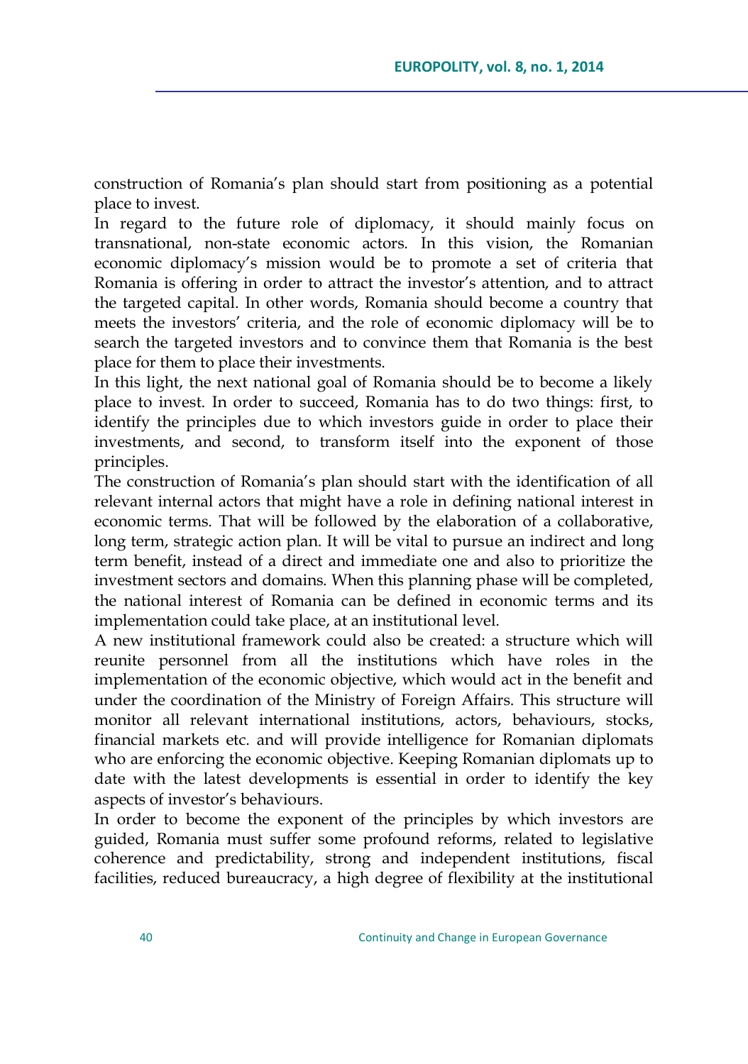construction of Romania's plan should start from positioning as a potential place to invest.

In regard to the future role of diplomacy, it should mainly focus on transnational, non-state economic actors. In this vision, the Romanian economic diplomacy's mission would be to promote a set of criteria that Romania is offering in order to attract the investor's attention, and to attract the targeted capital. In other words, Romania should become a country that meets the investors' criteria, and the role of economic diplomacy will be to search the targeted investors and to convince them that Romania is the best place for them to place their investments.

In this light, the next national goal of Romania should be to become a likely place to invest. In order to succeed, Romania has to do two things: first, to identify the principles due to which investors guide in order to place their investments, and second, to transform itself into the exponent of those principles.

The construction of Romania's plan should start with the identification of all relevant internal actors that might have a role in defining national interest in economic terms. That will be followed by the elaboration of a collaborative, long term, strategic action plan. It will be vital to pursue an indirect and long term benefit, instead of a direct and immediate one and also to prioritize the investment sectors and domains. When this planning phase will be completed, the national interest of Romania can be defined in economic terms and its implementation could take place, at an institutional level.

A new institutional framework could also be created: a structure which will reunite personnel from all the institutions which have roles in the implementation of the economic objective, which would act in the benefit and under the coordination of the Ministry of Foreign Affairs. This structure will monitor all relevant international institutions, actors, behaviours, stocks, financial markets etc. and will provide intelligence for Romanian diplomats who are enforcing the economic objective. Keeping Romanian diplomats up to date with the latest developments is essential in order to identify the key aspects of investor's behaviours.

In order to become the exponent of the principles by which investors are guided, Romania must suffer some profound reforms, related to legislative coherence and predictability, strong and independent institutions, fiscal facilities, reduced bureaucracy, a high degree of flexibility at the institutional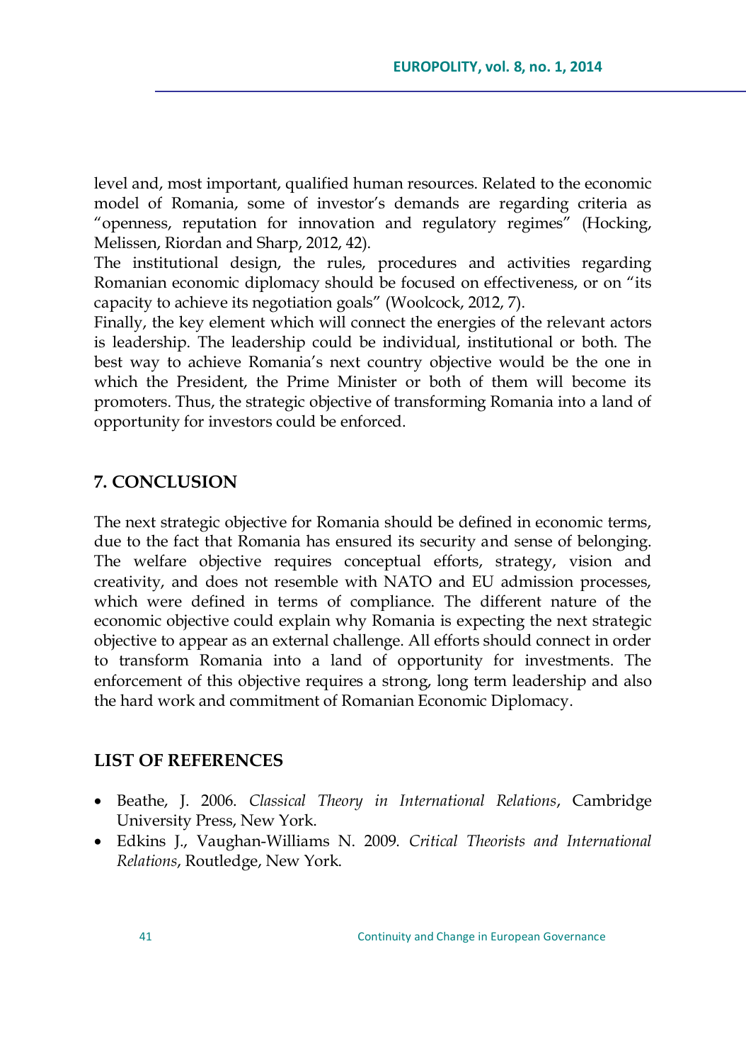level and, most important, qualified human resources. Related to the economic model of Romania, some of investor's demands are regarding criteria as "openness, reputation for innovation and regulatory regimes" (Hocking, Melissen, Riordan and Sharp, 2012, 42).

The institutional design, the rules, procedures and activities regarding Romanian economic diplomacy should be focused on effectiveness, or on "its capacity to achieve its negotiation goals" (Woolcock, 2012, 7).

Finally, the key element which will connect the energies of the relevant actors is leadership. The leadership could be individual, institutional or both. The best way to achieve Romania's next country objective would be the one in which the President, the Prime Minister or both of them will become its promoters. Thus, the strategic objective of transforming Romania into a land of opportunity for investors could be enforced.

## 7. CONCLUSION

The next strategic objective for Romania should be defined in economic terms, due to the fact that Romania has ensured its security and sense of belonging. The welfare objective requires conceptual efforts, strategy, vision and creativity, and does not resemble with NATO and EU admission processes, which were defined in terms of compliance. The different nature of the economic objective could explain why Romania is expecting the next strategic objective to appear as an external challenge. All efforts should connect in order to transform Romania into a land of opportunity for investments. The enforcement of this objective requires a strong, long term leadership and also the hard work and commitment of Romanian Economic Diplomacy.

## LIST OF REFERENCES

- Beathe, J. 2006. *Classical Theory in International Relations*, Cambridge University Press, New York.
- Edkins J., Vaughan-Williams N. 2009. *Critical Theorists and International Relations*, Routledge, New York.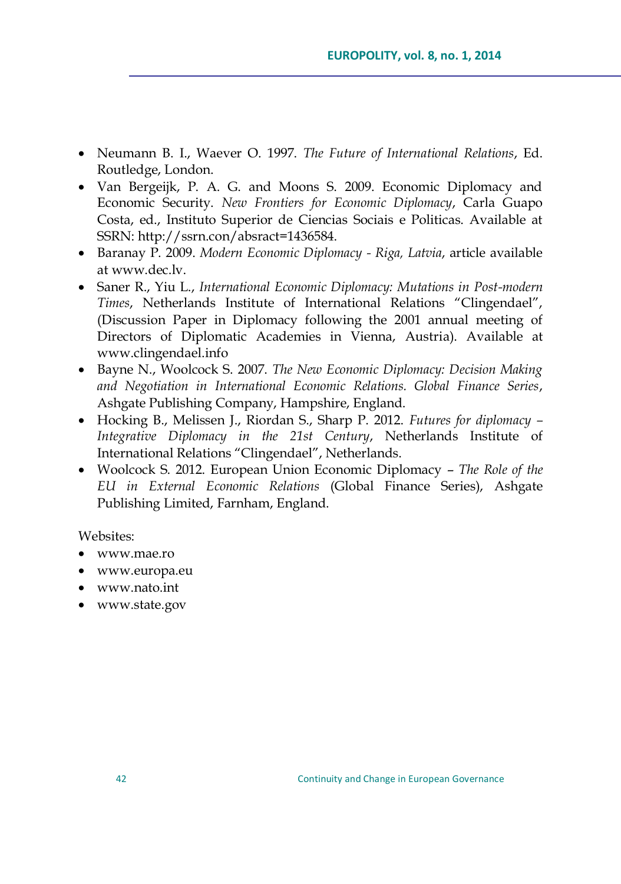- Neumann B. I., Waever O. 1997. *The Future of International Relations*, Ed. Routledge, London.
- Van Bergeijk, P. A. G. and Moons S. 2009. Economic Diplomacy and Economic Security. *New Frontiers for Economic Diplomacy*, Carla Guapo Costa, ed., Instituto Superior de Ciencias Sociais e Politicas. Available at SSRN: http://ssrn.con/absract=1436584.
- Baranay P. 2009. *Modern Economic Diplomacy - Riga, Latvia*, article available at www.dec.lv.
- Saner R., Yiu L., *International Economic Diplomacy: Mutations in Post-modern Times*, Netherlands Institute of International Relations "Clingendael", (Discussion Paper in Diplomacy following the 2001 annual meeting of Directors of Diplomatic Academies in Vienna, Austria). Available at www.clingendael.info
- Bayne N., Woolcock S. 2007. *The New Economic Diplomacy: Decision Making and Negotiation in International Economic Relations. Global Finance Series*, Ashgate Publishing Company, Hampshire, England.
- Hocking B., Melissen J., Riordan S., Sharp P. 2012. *Futures for diplomacy – Integrative Diplomacy in the 21st Century*, Netherlands Institute of International Relations "Clingendael", Netherlands.
- Woolcock S. 2012. European Union Economic Diplomacy – *The Role of the EU in External Economic Relations* (Global Finance Series), Ashgate Publishing Limited, Farnham, England.

Websites:

- www.mae.ro
- www.europa.eu
- www.nato.int
- www.state.gov